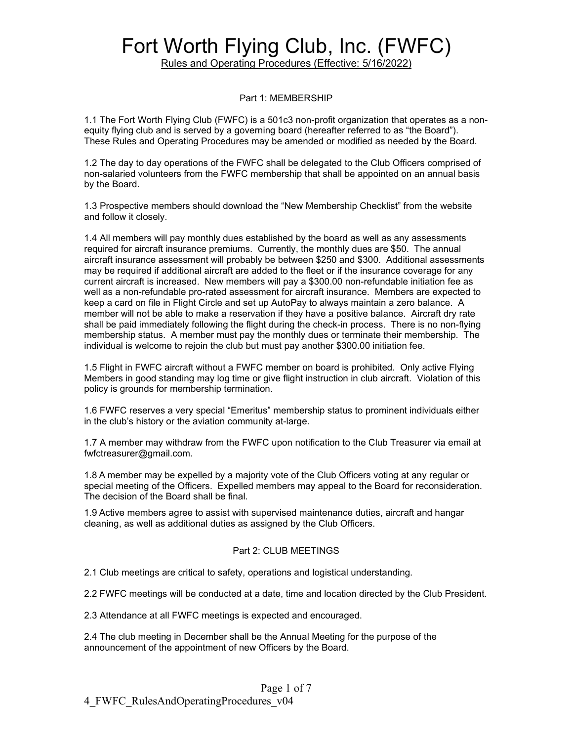# Fort Worth Flying Club, Inc. (FWFC)

Rules and Operating Procedures (Effective: 5/16/2022)

## Part 1: MEMBERSHIP

1.1 The Fort Worth Flying Club (FWFC) is a 501c3 non-profit organization that operates as a non-equity flying club and is served by a governing board (hereafter referred to as "the Board"). These Rules and Operating Procedures may be amended or modified as needed by the Board.

1.2 The day to day operations of the FWFC shall be delegated to the Club Officers comprised of non-salaried volunteers from the FWFC membership that shall be appointed on an annual basis by the Board.

1.3 Prospective members should download the "New Membership Checklist" from the website and follow it closely.

1.4 All members will pay monthly dues established by the board as well as any assessments required for aircraft insurance premiums. Currently, the monthly dues are $50. The annual aircraft insurance assessment will probably be between $250 and $300. Additional assessments may be required if additional aircraft are added to the fleet or if the insurance coverage for any current aircraft is increased. New members will pay a $300.00 non-refundable initiation fee as well as a non-refundable pro-rated assessment for aircraft insurance. Members are expected to keep a card on file in Flight Circle and set up AutoPay to always maintain a zero balance. A member will not be able to make a reservation if they have a positive balance. Aircraft dry rate shall be paid immediately following the flight during the check-in process. There is no non-flying membership status. A member must pay the monthly dues or terminate their membership. The individual is welcome to rejoin the club but must pay another $300.00 initiation fee.

1.5 Flight in FWFC aircraft without a FWFC member on board is prohibited. Only active Flying Members in good standing may log time or give flight instruction in club aircraft. Violation of this policy is grounds for membership termination.

1.6 FWFC reserves a very special "Emeritus" membership status to prominent individuals either in the club's history or the aviation community at-large.

1.7 A member may withdraw from the FWFC upon notification to the Club Treasurer via email at fwfctreasurer@gmail.com.

1.8 A member may be expelled by a majority vote of the Club Officers voting at any regular or special meeting of the Officers. Expelled members may appeal to the Board for reconsideration. The decision of the Board shall be final.

1.9 Active members agree to assist with supervised maintenance duties, aircraft and hangar cleaning, as well as additional duties as assigned by the Club Officers.

## Part 2: CLUB MEETINGS

2.1 Club meetings are critical to safety, operations and logistical understanding.

2.2 FWFC meetings will be conducted at a date, time and location directed by the Club President.

2.3 Attendance at all FWFC meetings is expected and encouraged.

2.4 The club meeting in December shall be the Annual Meeting for the purpose of the announcement of the appointment of new Officers by the Board.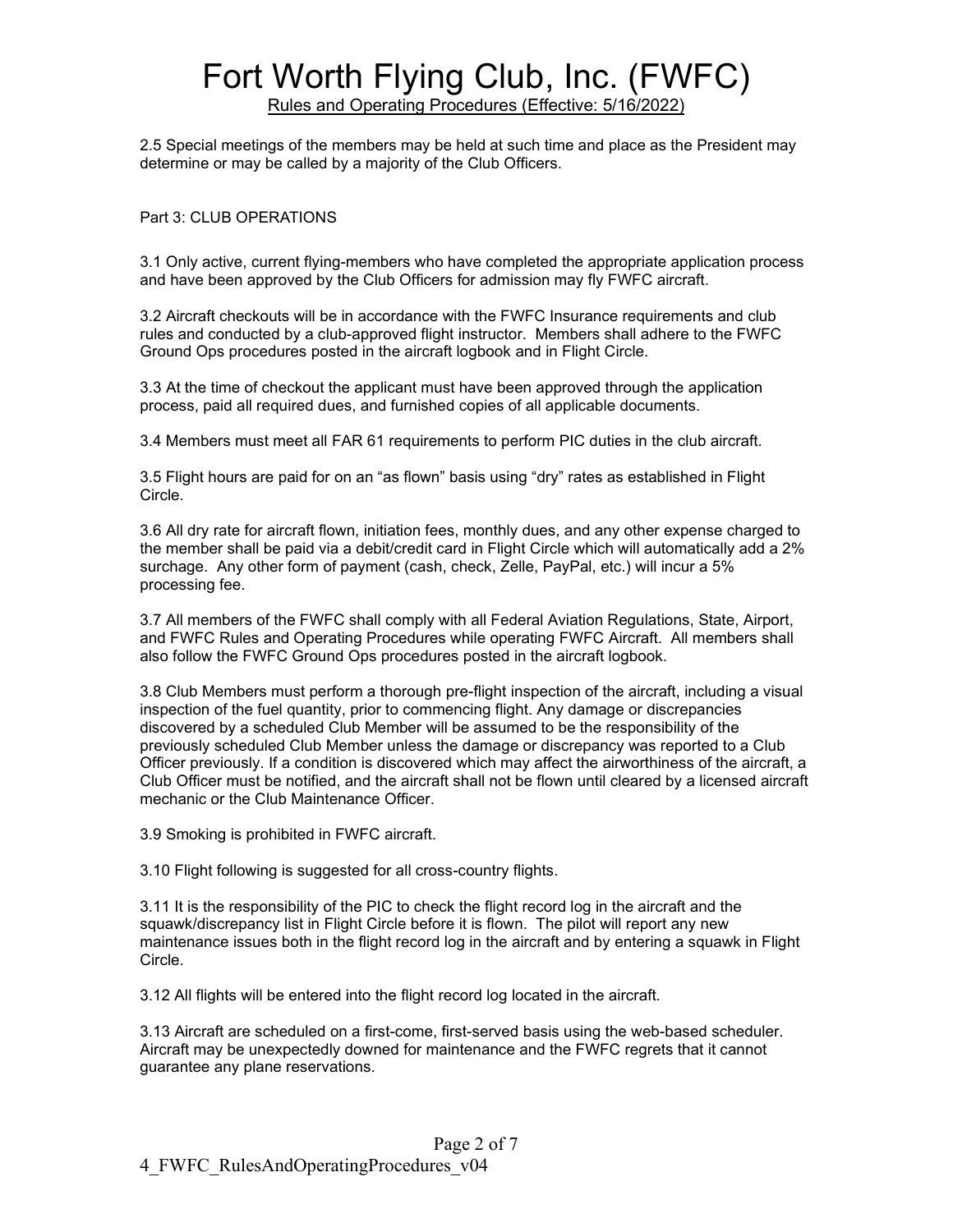2.5 Special meetings of the members may be held at such time and place as the President may determine or may be called by a majority of the Club Officers.

## Part 3: CLUB OPERATIONS

3.1 Only active, current flying-members who have completed the appropriate application process and have been approved by the Club Officers for admission may fly FWFC aircraft.

3.2 Aircraft checkouts will be in accordance with the FWFC Insurance requirements and club rules and conducted by a club-approved flight instructor. Members shall adhere to the FWFC Ground Ops procedures posted in the aircraft logbook and in Flight Circle.

3.3 At the time of checkout the applicant must have been approved through the application process, paid all required dues, and furnished copies of all applicable documents.

3.4 Members must meet all FAR 61 requirements to perform PIC duties in the club aircraft.

3.5 Flight hours are paid for on an "as flown" basis using "dry" rates as established in Flight Circle.

3.6 All dry rate for aircraft flown, initiation fees, monthly dues, and any other expense charged to the member shall be paid via a debit/credit card in Flight Circle which will automatically add a 2% surchage. Any other form of payment (cash, check, Zelle, PayPal, etc.) will incur a 5% processing fee.

3.7 All members of the FWFC shall comply with all Federal Aviation Regulations, State, Airport, and FWFC Rules and Operating Procedures while operating FWFC Aircraft. All members shall also follow the FWFC Ground Ops procedures posted in the aircraft logbook.

3.8 Club Members must perform a thorough pre-flight inspection of the aircraft, including a visual inspection of the fuel quantity, prior to commencing flight. Any damage or discrepancies discovered by a scheduled Club Member will be assumed to be the responsibility of the previously scheduled Club Member unless the damage or discrepancy was reported to a Club Officer previously. If a condition is discovered which may affect the airworthiness of the aircraft, a Club Officer must be notified, and the aircraft shall not be flown until cleared by a licensed aircraft mechanic or the Club Maintenance Officer.

3.9 Smoking is prohibited in FWFC aircraft.

3.10 Flight following is suggested for all cross-country flights.

3.11 It is the responsibility of the PIC to check the flight record log in the aircraft and the squawk/discrepancy list in Flight Circle before it is flown. The pilot will report any new maintenance issues both in the flight record log in the aircraft and by entering a squawk in Flight Circle.

3.12 All flights will be entered into the flight record log located in the aircraft.

3.13 Aircraft are scheduled on a first-come, first-served basis using the web-based scheduler. Aircraft may be unexpectedly downed for maintenance and the FWFC regrets that it cannot guarantee any plane reservations.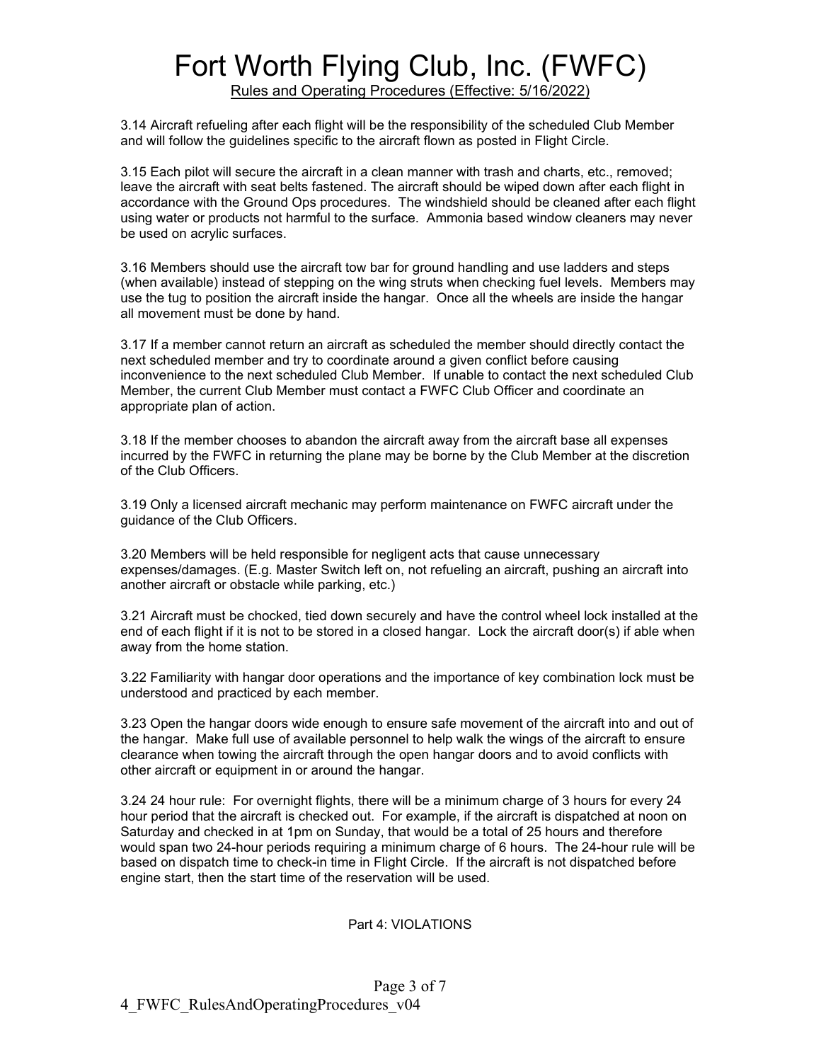3.14 Aircraft refueling after each flight will be the responsibility of the scheduled Club Member and will follow the guidelines specific to the aircraft flown as posted in Flight Circle.

3.15 Each pilot will secure the aircraft in a clean manner with trash and charts, etc., removed; leave the aircraft with seat belts fastened. The aircraft should be wiped down after each flight in accordance with the Ground Ops procedures. The windshield should be cleaned after each flight using water or products not harmful to the surface. Ammonia based window cleaners may never be used on acrylic surfaces.

3.16 Members should use the aircraft tow bar for ground handling and use ladders and steps (when available) instead of stepping on the wing struts when checking fuel levels. Members may use the tug to position the aircraft inside the hangar. Once all the wheels are inside the hangar all movement must be done by hand.

3.17 If a member cannot return an aircraft as scheduled the member should directly contact the next scheduled member and try to coordinate around a given conflict before causing inconvenience to the next scheduled Club Member. If unable to contact the next scheduled Club Member, the current Club Member must contact a FWFC Club Officer and coordinate an appropriate plan of action.

3.18 If the member chooses to abandon the aircraft away from the aircraft base all expenses incurred by the FWFC in returning the plane may be borne by the Club Member at the discretion of the Club Officers.

3.19 Only a licensed aircraft mechanic may perform maintenance on FWFC aircraft under the guidance of the Club Officers.

3.20 Members will be held responsible for negligent acts that cause unnecessary expenses/damages. (E.g. Master Switch left on, not refueling an aircraft, pushing an aircraft into another aircraft or obstacle while parking, etc.)

3.21 Aircraft must be chocked, tied down securely and have the control wheel lock installed at the end of each flight if it is not to be stored in a closed hangar. Lock the aircraft door(s) if able when away from the home station.

3.22 Familiarity with hangar door operations and the importance of key combination lock must be understood and practiced by each member.

3.23 Open the hangar doors wide enough to ensure safe movement of the aircraft into and out of the hangar. Make full use of available personnel to help walk the wings of the aircraft to ensure clearance when towing the aircraft through the open hangar doors and to avoid conflicts with other aircraft or equipment in or around the hangar.

3.24 24 hour rule: For overnight flights, there will be a minimum charge of 3 hours for every 24 hour period that the aircraft is checked out. For example, if the aircraft is dispatched at noon on Saturday and checked in at 1pm on Sunday, that would be a total of 25 hours and therefore would span two 24-hour periods requiring a minimum charge of 6 hours. The 24-hour rule will be based on dispatch time to check-in time in Flight Circle. If the aircraft is not dispatched before engine start, then the start time of the reservation will be used.

## Part 4: VIOLATIONS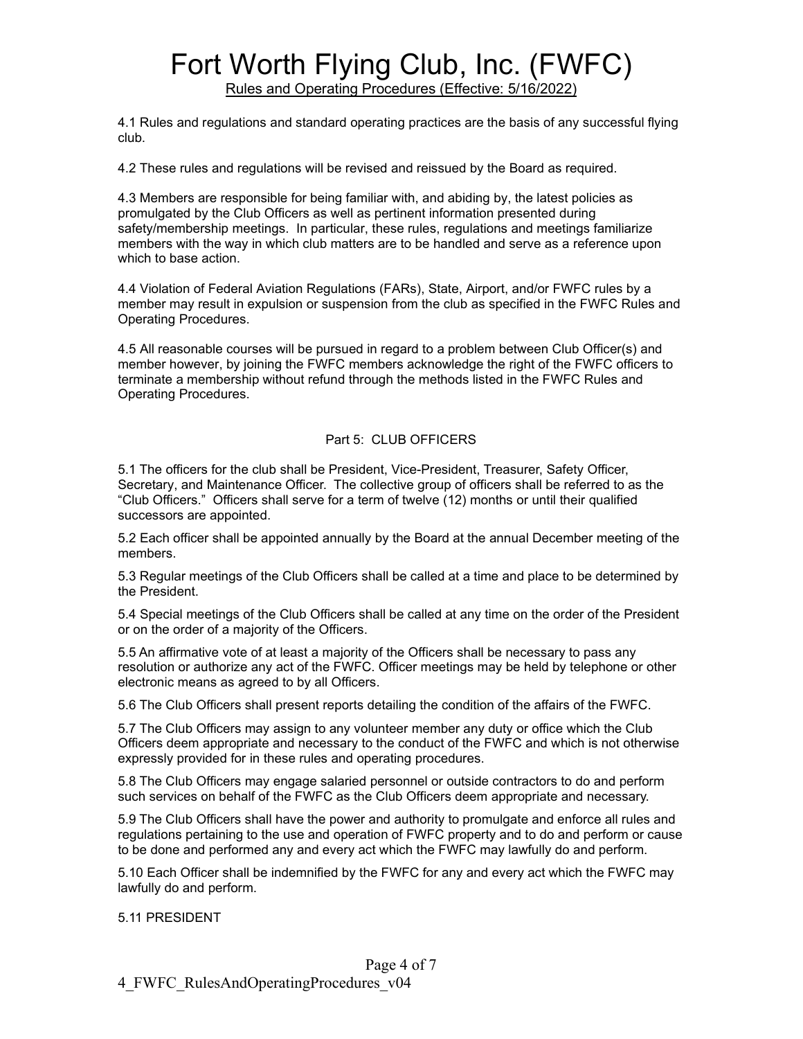4.1 Rules and regulations and standard operating practices are the basis of any successful flying club.

4.2 These rules and regulations will be revised and reissued by the Board as required.

4.3 Members are responsible for being familiar with, and abiding by, the latest policies as promulgated by the Club Officers as well as pertinent information presented during safety/membership meetings. In particular, these rules, regulations and meetings familiarize members with the way in which club matters are to be handled and serve as a reference upon which to base action.

4.4 Violation of Federal Aviation Regulations (FARs), State, Airport, and/or FWFC rules by a member may result in expulsion or suspension from the club as specified in the FWFC Rules and Operating Procedures.

4.5 All reasonable courses will be pursued in regard to a problem between Club Officer(s) and member however, by joining the FWFC members acknowledge the right of the FWFC officers to terminate a membership without refund through the methods listed in the FWFC Rules and Operating Procedures.

## Part 5: CLUB OFFICERS

5.1 The officers for the club shall be President, Vice-President, Treasurer, Safety Officer, Secretary, and Maintenance Officer. The collective group of officers shall be referred to as the "Club Officers." Officers shall serve for a term of twelve (12) months or until their qualified successors are appointed.

5.2 Each officer shall be appointed annually by the Board at the annual December meeting of the members.

5.3 Regular meetings of the Club Officers shall be called at a time and place to be determined by the President.

5.4 Special meetings of the Club Officers shall be called at any time on the order of the President or on the order of a majority of the Officers.

5.5 An affirmative vote of at least a majority of the Officers shall be necessary to pass any resolution or authorize any act of the FWFC. Officer meetings may be held by telephone or other electronic means as agreed to by all Officers.

5.6 The Club Officers shall present reports detailing the condition of the affairs of the FWFC.

5.7 The Club Officers may assign to any volunteer member any duty or office which the Club Officers deem appropriate and necessary to the conduct of the FWFC and which is not otherwise expressly provided for in these rules and operating procedures.

5.8 The Club Officers may engage salaried personnel or outside contractors to do and perform such services on behalf of the FWFC as the Club Officers deem appropriate and necessary.

5.9 The Club Officers shall have the power and authority to promulgate and enforce all rules and regulations pertaining to the use and operation of FWFC property and to do and perform or cause to be done and performed any and every act which the FWFC may lawfully do and perform.

5.10 Each Officer shall be indemnified by the FWFC for any and every act which the FWFC may lawfully do and perform.

5.11 PRESIDENT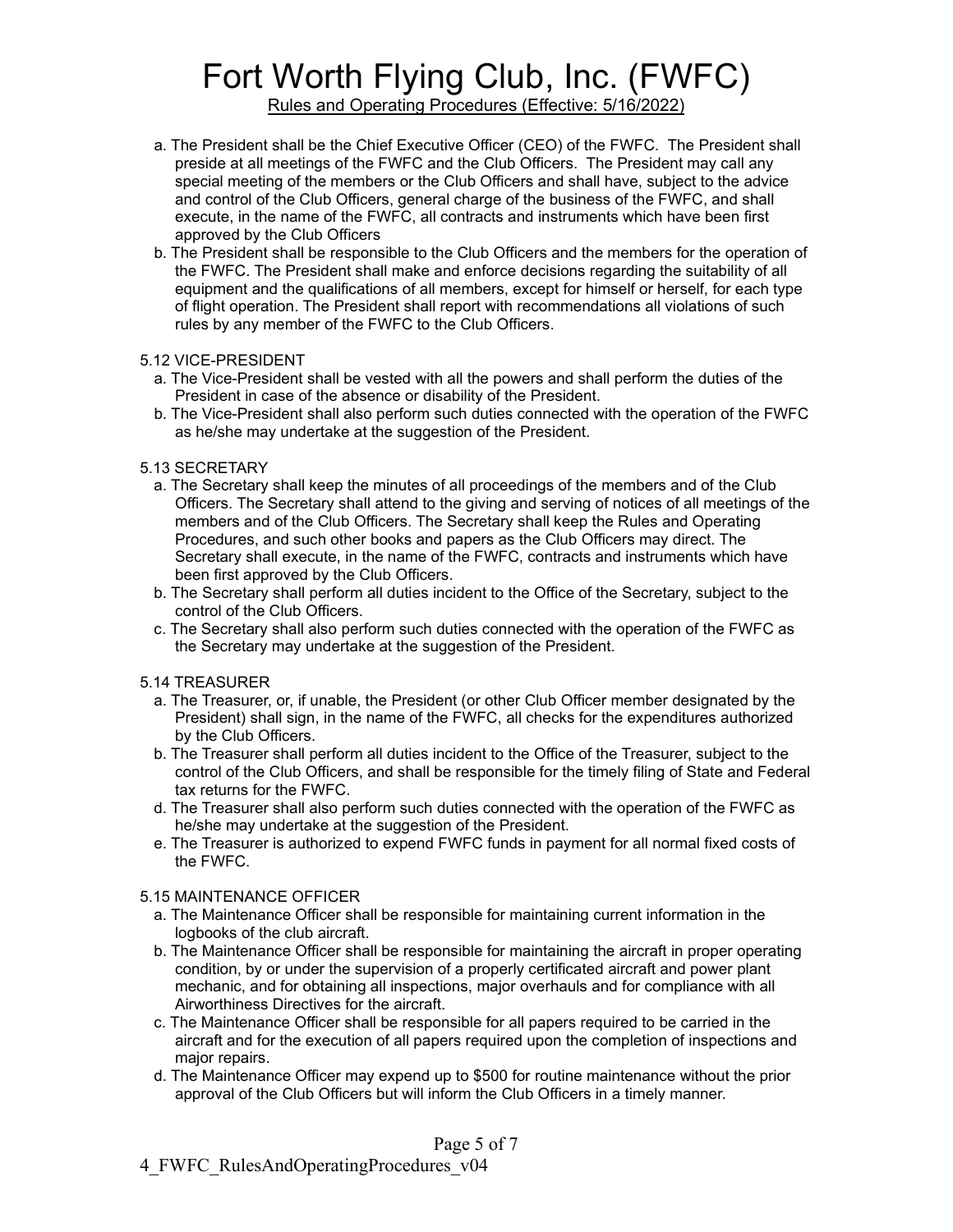a. The President shall be the Chief Executive Officer (CEO) of the FWFC. The President shall preside at all meetings of the FWFC and the Club Officers. The President may call any special meeting of the members or the Club Officers and shall have, subject to the advice and control of the Club Officers, general charge of the business of the FWFC, and shall execute, in the name of the FWFC, all contracts and instruments which have been first approved by the Club Officers

b. The President shall be responsible to the Club Officers and the members for the operation of the FWFC. The President shall make and enforce decisions regarding the suitability of all equipment and the qualifications of all members, except for himself or herself, for each type of flight operation. The President shall report with recommendations all violations of such rules by any member of the FWFC to the Club Officers.

5.12 VICE-PRESIDENT

a. The Vice-President shall be vested with all the powers and shall perform the duties of the President in case of the absence or disability of the President.

b. The Vice-President shall also perform such duties connected with the operation of the FWFC as he/she may undertake at the suggestion of the President.

5.13 SECRETARY

a. The Secretary shall keep the minutes of all proceedings of the members and of the Club Officers. The Secretary shall attend to the giving and serving of notices of all meetings of the members and of the Club Officers. The Secretary shall keep the Rules and Operating Procedures, and such other books and papers as the Club Officers may direct. The Secretary shall execute, in the name of the FWFC, contracts and instruments which have been first approved by the Club Officers.

b. The Secretary shall perform all duties incident to the Office of the Secretary, subject to the control of the Club Officers.

c. The Secretary shall also perform such duties connected with the operation of the FWFC as the Secretary may undertake at the suggestion of the President.

5.14 TREASURER

a. The Treasurer, or, if unable, the President (or other Club Officer member designated by the President) shall sign, in the name of the FWFC, all checks for the expenditures authorized by the Club Officers.

b. The Treasurer shall perform all duties incident to the Office of the Treasurer, subject to the control of the Club Officers, and shall be responsible for the timely filing of State and Federal tax returns for the FWFC.

d. The Treasurer shall also perform such duties connected with the operation of the FWFC as he/she may undertake at the suggestion of the President.

e. The Treasurer is authorized to expend FWFC funds in payment for all normal fixed costs of the FWFC.

5.15 MAINTENANCE OFFICER

a. The Maintenance Officer shall be responsible for maintaining current information in the logbooks of the club aircraft.

b. The Maintenance Officer shall be responsible for maintaining the aircraft in proper operating condition, by or under the supervision of a properly certificated aircraft and power plant mechanic, and for obtaining all inspections, major overhauls and for compliance with all Airworthiness Directives for the aircraft.

c. The Maintenance Officer shall be responsible for all papers required to be carried in the aircraft and for the execution of all papers required upon the completion of inspections and major repairs.

d. The Maintenance Officer may expend up to $500 for routine maintenance without the prior approval of the Club Officers but will inform the Club Officers in a timely manner.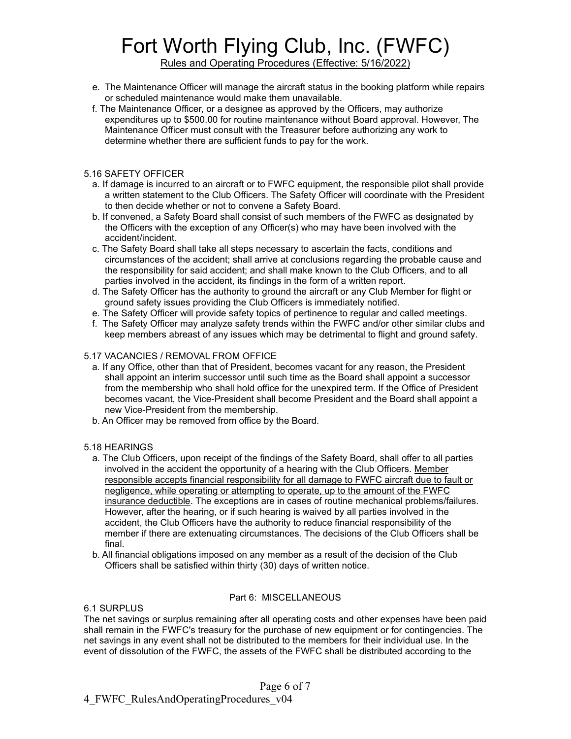e. The Maintenance Officer will manage the aircraft status in the booking platform while repairs or scheduled maintenance would make them unavailable.

f. The Maintenance Officer, or a designee as approved by the Officers, may authorize expenditures up to $500.00 for routine maintenance without Board approval. However, The Maintenance Officer must consult with the Treasurer before authorizing any work to determine whether there are sufficient funds to pay for the work.

### 5.16 SAFETY OFFICER

a. If damage is incurred to an aircraft or to FWFC equipment, the responsible pilot shall provide a written statement to the Club Officers. The Safety Officer will coordinate with the President to then decide whether or not to convene a Safety Board.

b. If convened, a Safety Board shall consist of such members of the FWFC as designated by the Officers with the exception of any Officer(s) who may have been involved with the accident/incident.

c. The Safety Board shall take all steps necessary to ascertain the facts, conditions and circumstances of the accident; shall arrive at conclusions regarding the probable cause and the responsibility for said accident; and shall make known to the Club Officers, and to all parties involved in the accident, its findings in the form of a written report.

d. The Safety Officer has the authority to ground the aircraft or any Club Member for flight or ground safety issues providing the Club Officers is immediately notified.

e. The Safety Officer will provide safety topics of pertinence to regular and called meetings.

f. The Safety Officer may analyze safety trends within the FWFC and/or other similar clubs and keep members abreast of any issues which may be detrimental to flight and ground safety.

### 5.17 VACANCIES / REMOVAL FROM OFFICE

a. If any Office, other than that of President, becomes vacant for any reason, the President shall appoint an interim successor until such time as the Board shall appoint a successor from the membership who shall hold office for the unexpired term. If the Office of President becomes vacant, the Vice-President shall become President and the Board shall appoint a new Vice-President from the membership.

b. An Officer may be removed from office by the Board.

### 5.18 HEARINGS

a. The Club Officers, upon receipt of the findings of the Safety Board, shall offer to all parties involved in the accident the opportunity of a hearing with the Club Officers. <u>Member responsible accepts financial responsibility for all damage to FWFC aircraft due to fault or negligence, while operating or attempting to operate, up to the amount of the FWFC insurance deductible</u>. The exceptions are in cases of routine mechanical problems/failures. However, after the hearing, or if such hearing is waived by all parties involved in the accident, the Club Officers have the authority to reduce financial responsibility of the member if there are extenuating circumstances. The decisions of the Club Officers shall be final.

b. All financial obligations imposed on any member as a result of the decision of the Club Officers shall be satisfied within thirty (30) days of written notice.

## Part 6: MISCELLANEOUS

### 6.1 SURPLUS

The net savings or surplus remaining after all operating costs and other expenses have been paid shall remain in the FWFC's treasury for the purchase of new equipment or for contingencies. The net savings in any event shall not be distributed to the members for their individual use. In the event of dissolution of the FWFC, the assets of the FWFC shall be distributed according to the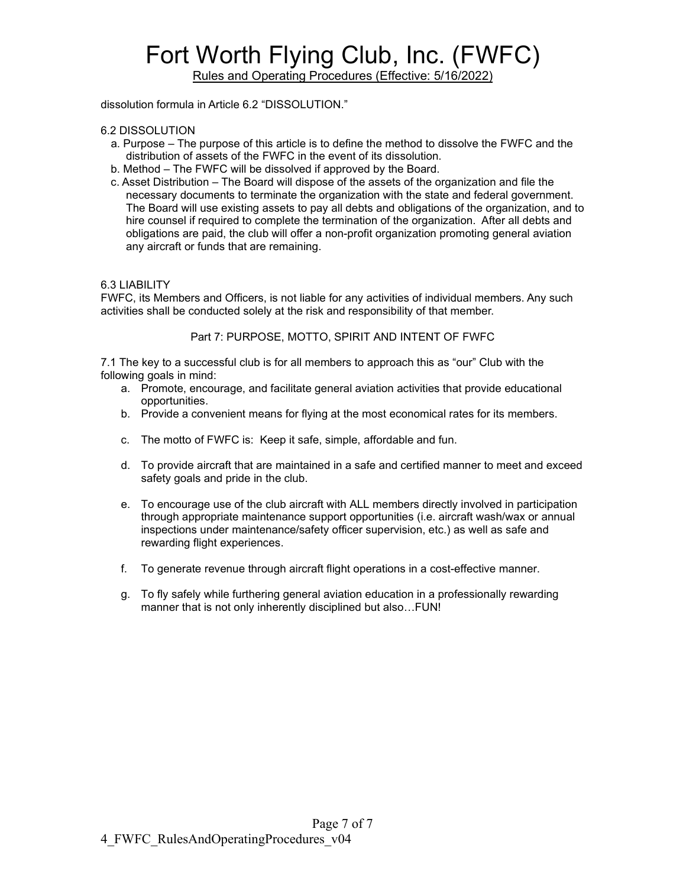dissolution formula in Article 6.2 "DISSOLUTION."

### 6.2 DISSOLUTION

a. Purpose – The purpose of this article is to define the method to dissolve the FWFC and the distribution of assets of the FWFC in the event of its dissolution.

b. Method – The FWFC will be dissolved if approved by the Board.

c. Asset Distribution – The Board will dispose of the assets of the organization and file the necessary documents to terminate the organization with the state and federal government. The Board will use existing assets to pay all debts and obligations of the organization, and to hire counsel if required to complete the termination of the organization. After all debts and obligations are paid, the club will offer a non-profit organization promoting general aviation any aircraft or funds that are remaining.

### 6.3 LIABILITY

FWFC, its Members and Officers, is not liable for any activities of individual members. Any such activities shall be conducted solely at the risk and responsibility of that member.

## Part 7: PURPOSE, MOTTO, SPIRIT AND INTENT OF FWFC

7.1 The key to a successful club is for all members to approach this as "our" Club with the following goals in mind:

a. Promote, encourage, and facilitate general aviation activities that provide educational opportunities.

b. Provide a convenient means for flying at the most economical rates for its members.

c. The motto of FWFC is: Keep it safe, simple, affordable and fun.

d. To provide aircraft that are maintained in a safe and certified manner to meet and exceed safety goals and pride in the club.

e. To encourage use of the club aircraft with ALL members directly involved in participation through appropriate maintenance support opportunities (i.e. aircraft wash/wax or annual inspections under maintenance/safety officer supervision, etc.) as well as safe and rewarding flight experiences.

f. To generate revenue through aircraft flight operations in a cost-effective manner.

g. To fly safely while furthering general aviation education in a professionally rewarding manner that is not only inherently disciplined but also…FUN!